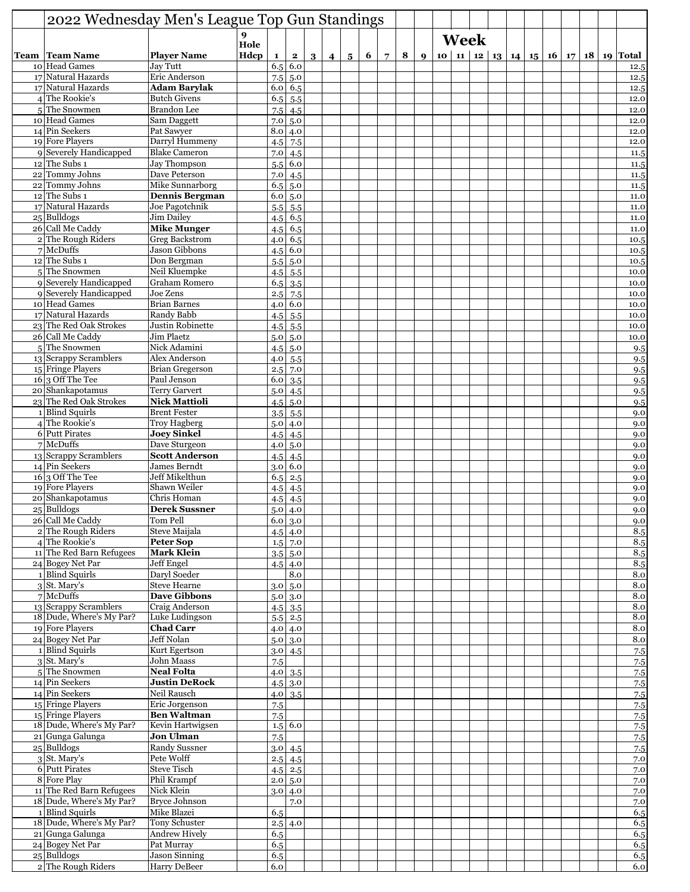# 2022 Wednesday Men's League Top Gun Standings

| Team | Team Name | Player Name | 9 Hole Hdcp | 1 | 2 | 3 | 4 | 5 | 6 | 7 | 8 | 9 | 10 | 11 | 12 | 13 | 14 | 15 | 16 | 17 | 18 | 19 | Total |
|---|---|---|---|---|---|---|---|---|---|---|---|---|---|---|---|---|---|---|---|---|---|---|---|
| | | | | | | | | | | | | | | Week | | | | | | | | | |
| 10 | Head Games | Jay Tutt | | 6.5 | 6.0 | | | | | | | | | | | | | | | | | | 12.5 |
| 17 | Natural Hazards | Eric Anderson | | 7.5 | 5.0 | | | | | | | | | | | | | | | | | | 12.5 |
| 17 | Natural Hazards | **Adam Barylak** | | 6.0 | 6.5 | | | | | | | | | | | | | | | | | | 12.5 |
| 4 | The Rookie's | Butch Givens | | 6.5 | 5.5 | | | | | | | | | | | | | | | | | | 12.0 |
| 5 | The Snowmen | Brandon Lee | | 7.5 | 4.5 | | | | | | | | | | | | | | | | | | 12.0 |
| 10 | Head Games | Sam Daggett | | 7.0 | 5.0 | | | | | | | | | | | | | | | | | | 12.0 |
| 14 | Pin Seekers | Pat Sawyer | | 8.0 | 4.0 | | | | | | | | | | | | | | | | | | 12.0 |
| 19 | Fore Players | Darryl Hummeny | | 4.5 | 7.5 | | | | | | | | | | | | | | | | | | 12.0 |
| 9 | Severely Handicapped | Blake Cameron | | 7.0 | 4.5 | | | | | | | | | | | | | | | | | | 11.5 |
| 12 | The Subs 1 | Jay Thompson | | 5.5 | 6.0 | | | | | | | | | | | | | | | | | | 11.5 |
| 22 | Tommy Johns | Dave Peterson | | 7.0 | 4.5 | | | | | | | | | | | | | | | | | | 11.5 |
| 22 | Tommy Johns | Mike Sunnarborg | | 6.5 | 5.0 | | | | | | | | | | | | | | | | | | 11.5 |
| 12 | The Subs 1 | **Dennis Bergman** | | 6.0 | 5.0 | | | | | | | | | | | | | | | | | | 11.0 |
| 17 | Natural Hazards | Joe Pagotchnik | | 5.5 | 5.5 | | | | | | | | | | | | | | | | | | 11.0 |
| 25 | Bulldogs | Jim Dailey | | 4.5 | 6.5 | | | | | | | | | | | | | | | | | | 11.0 |
| 26 | Call Me Caddy | **Mike Munger** | | 4.5 | 6.5 | | | | | | | | | | | | | | | | | | 11.0 |
| 2 | The Rough Riders | Greg Backstrom | | 4.0 | 6.5 | | | | | | | | | | | | | | | | | | 10.5 |
| 7 | McDuffs | Jason Gibbons | | 4.5 | 6.0 | | | | | | | | | | | | | | | | | | 10.5 |
| 12 | The Subs 1 | Don Bergman | | 5.5 | 5.0 | | | | | | | | | | | | | | | | | | 10.5 |
| 5 | The Snowmen | Neil Kluempke | | 4.5 | 5.5 | | | | | | | | | | | | | | | | | | 10.0 |
| 9 | Severely Handicapped | Graham Romero | | 6.5 | 3.5 | | | | | | | | | | | | | | | | | | 10.0 |
| 9 | Severely Handicapped | Joe Zens | | 2.5 | 7.5 | | | | | | | | | | | | | | | | | | 10.0 |
| 10 | Head Games | Brian Barnes | | 4.0 | 6.0 | | | | | | | | | | | | | | | | | | 10.0 |
| 17 | Natural Hazards | Randy Babb | | 4.5 | 5.5 | | | | | | | | | | | | | | | | | | 10.0 |
| 23 | The Red Oak Strokes | Justin Robinette | | 4.5 | 5.5 | | | | | | | | | | | | | | | | | | 10.0 |
| 26 | Call Me Caddy | Jim Plaetz | | 5.0 | 5.0 | | | | | | | | | | | | | | | | | | 10.0 |
| 5 | The Snowmen | Nick Adamini | | 4.5 | 5.0 | | | | | | | | | | | | | | | | | | 9.5 |
| 13 | Scrappy Scramblers | Alex Anderson | | 4.0 | 5.5 | | | | | | | | | | | | | | | | | | 9.5 |
| 15 | Fringe Players | Brian Gregerson | | 2.5 | 7.0 | | | | | | | | | | | | | | | | | | 9.5 |
| 16 | 3 Off The Tee | Paul Jenson | | 6.0 | 3.5 | | | | | | | | | | | | | | | | | | 9.5 |
| 20 | Shankapotamus | Terry Garvert | | 5.0 | 4.5 | | | | | | | | | | | | | | | | | | 9.5 |
| 23 | The Red Oak Strokes | **Nick Mattioli** | | 4.5 | 5.0 | | | | | | | | | | | | | | | | | | 9.5 |
| 1 | Blind Squirls | Brent Fester | | 3.5 | 5.5 | | | | | | | | | | | | | | | | | | 9.0 |
| 4 | The Rookie's | Troy Hagberg | | 5.0 | 4.0 | | | | | | | | | | | | | | | | | | 9.0 |
| 6 | Putt Pirates | **Joey Sinkel** | | 4.5 | 4.5 | | | | | | | | | | | | | | | | | | 9.0 |
| 7 | McDuffs | Dave Sturgeon | | 4.0 | 5.0 | | | | | | | | | | | | | | | | | | 9.0 |
| 13 | Scrappy Scramblers | **Scott Anderson** | | 4.5 | 4.5 | | | | | | | | | | | | | | | | | | 9.0 |
| 14 | Pin Seekers | James Berndt | | 3.0 | 6.0 | | | | | | | | | | | | | | | | | | 9.0 |
| 16 | 3 Off The Tee | Jeff Mikelthun | | 6.5 | 2.5 | | | | | | | | | | | | | | | | | | 9.0 |
| 19 | Fore Players | Shawn Weiler | | 4.5 | 4.5 | | | | | | | | | | | | | | | | | | 9.0 |
| 20 | Shankapotamus | Chris Homan | | 4.5 | 4.5 | | | | | | | | | | | | | | | | | | 9.0 |
| 25 | Bulldogs | **Derek Sussner** | | 5.0 | 4.0 | | | | | | | | | | | | | | | | | | 9.0 |
| 26 | Call Me Caddy | Tom Pell | | 6.0 | 3.0 | | | | | | | | | | | | | | | | | | 9.0 |
| 2 | The Rough Riders | Steve Maijala | | 4.5 | 4.0 | | | | | | | | | | | | | | | | | | 8.5 |
| 4 | The Rookie's | **Peter Sop** | | 1.5 | 7.0 | | | | | | | | | | | | | | | | | | 8.5 |
| 11 | The Red Barn Refugees | **Mark Klein** | | 3.5 | 5.0 | | | | | | | | | | | | | | | | | | 8.5 |
| 24 | Bogey Net Par | Jeff Engel | | 4.5 | 4.0 | | | | | | | | | | | | | | | | | | 8.5 |
| 1 | Blind Squirls | Daryl Soeder | | | 8.0 | | | | | | | | | | | | | | | | | | 8.0 |
| 3 | St. Mary's | Steve Hearne | | 3.0 | 5.0 | | | | | | | | | | | | | | | | | | 8.0 |
| 7 | McDuffs | **Dave Gibbons** | | 5.0 | 3.0 | | | | | | | | | | | | | | | | | | 8.0 |
| 13 | Scrappy Scramblers | Craig Anderson | | 4.5 | 3.5 | | | | | | | | | | | | | | | | | | 8.0 |
| 18 | Dude, Where's My Par? | Luke Ludingson | | 5.5 | 2.5 | | | | | | | | | | | | | | | | | | 8.0 |
| 19 | Fore Players | **Chad Carr** | | 4.0 | 4.0 | | | | | | | | | | | | | | | | | | 8.0 |
| 24 | Bogey Net Par | Jeff Nolan | | 5.0 | 3.0 | | | | | | | | | | | | | | | | | | 8.0 |
| 1 | Blind Squirls | Kurt Egertson | | 3.0 | 4.5 | | | | | | | | | | | | | | | | | | 7.5 |
| 3 | St. Mary's | John Maass | | 7.5 | | | | | | | | | | | | | | | | | | | 7.5 |
| 5 | The Snowmen | **Neal Folta** | | 4.0 | 3.5 | | | | | | | | | | | | | | | | | | 7.5 |
| 14 | Pin Seekers | **Justin DeRock** | | 4.5 | 3.0 | | | | | | | | | | | | | | | | | | 7.5 |
| 14 | Pin Seekers | Neil Rausch | | 4.0 | 3.5 | | | | | | | | | | | | | | | | | | 7.5 |
| 15 | Fringe Players | Eric Jorgenson | | 7.5 | | | | | | | | | | | | | | | | | | | 7.5 |
| 15 | Fringe Players | **Ben Waltman** | | 7.5 | | | | | | | | | | | | | | | | | | | 7.5 |
| 18 | Dude, Where's My Par? | Kevin Hartwigsen | | 1.5 | 6.0 | | | | | | | | | | | | | | | | | | 7.5 |
| 21 | Gunga Galunga | **Jon Ulman** | | 7.5 | | | | | | | | | | | | | | | | | | | 7.5 |
| 25 | Bulldogs | Randy Sussner | | 3.0 | 4.5 | | | | | | | | | | | | | | | | | | 7.5 |
| 3 | St. Mary's | Pete Wolff | | 2.5 | 4.5 | | | | | | | | | | | | | | | | | | 7.0 |
| 6 | Putt Pirates | Steve Tisch | | 4.5 | 2.5 | | | | | | | | | | | | | | | | | | 7.0 |
| 8 | Fore Play | Phil Krampf | | 2.0 | 5.0 | | | | | | | | | | | | | | | | | | 7.0 |
| 11 | The Red Barn Refugees | Nick Klein | | 3.0 | 4.0 | | | | | | | | | | | | | | | | | | 7.0 |
| 18 | Dude, Where's My Par? | Bryce Johnson | | | 7.0 | | | | | | | | | | | | | | | | | | 7.0 |
| 1 | Blind Squirls | Mike Blazei | | 6.5 | | | | | | | | | | | | | | | | | | | 6.5 |
| 18 | Dude, Where's My Par? | Tony Schuster | | 2.5 | 4.0 | | | | | | | | | | | | | | | | | | 6.5 |
| 21 | Gunga Galunga | Andrew Hively | | 6.5 | | | | | | | | | | | | | | | | | | | 6.5 |
| 24 | Bogey Net Par | Pat Murray | | 6.5 | | | | | | | | | | | | | | | | | | | 6.5 |
| 25 | Bulldogs | Jason Sinning | | 6.5 | | | | | | | | | | | | | | | | | | | 6.5 |
| 2 | The Rough Riders | Harry DeBeer | | 6.0 | | | | | | | | | | | | | | | | | | | 6.0 |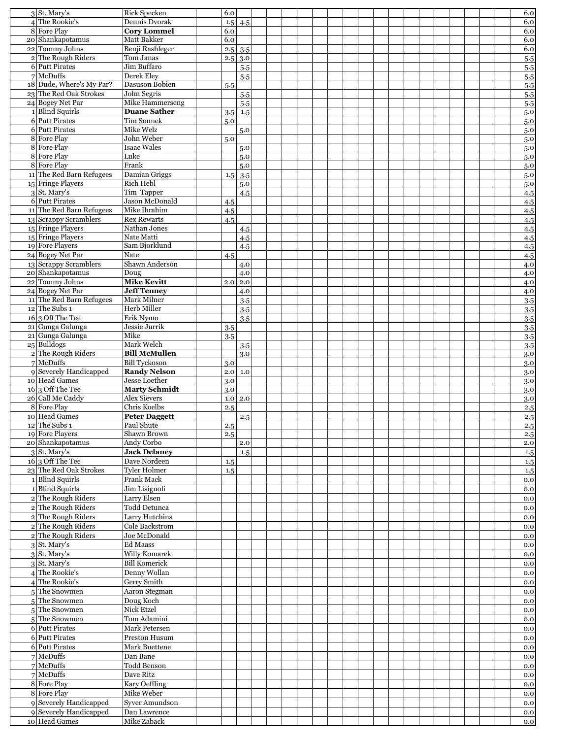| | | | | | | |
|---|---|---|---|---|---|---|
| 3 | St. Mary's | Rick Specken | | 6.0 | | 6.0 |
| 4 | The Rookie's | Dennis Dvorak | | 1.5 | 4.5 | 6.0 |
| 8 | Fore Play | **Cory Lommel** | | 6.0 | | 6.0 |
| 20 | Shankapotamus | Matt Bakker | | 6.0 | | 6.0 |
| 22 | Tommy Johns | Benji Rashleger | | 2.5 | 3.5 | 6.0 |
| 2 | The Rough Riders | Tom Janas | | 2.5 | 3.0 | 5.5 |
| 6 | Putt Pirates | Jim Buffaro | | | 5.5 | 5.5 |
| 7 | McDuffs | Derek Eley | | | 5.5 | 5.5 |
| 18 | Dude, Where's My Par? | Dasuson Bobien | | 5.5 | | 5.5 |
| 23 | The Red Oak Strokes | John Segris | | | 5.5 | 5.5 |
| 24 | Bogey Net Par | Mike Hammerseng | | | 5.5 | 5.5 |
| 1 | Blind Squirls | **Duane Sather** | | 3.5 | 1.5 | 5.0 |
| 6 | Putt Pirates | Tim Sonnek | | 5.0 | | 5.0 |
| 6 | Putt Pirates | Mike Welz | | | 5.0 | 5.0 |
| 8 | Fore Play | John Weber | | 5.0 | | 5.0 |
| 8 | Fore Play | Isaac Wales | | | 5.0 | 5.0 |
| 8 | Fore Play | Luke | | | 5.0 | 5.0 |
| 8 | Fore Play | Frank | | | 5.0 | 5.0 |
| 11 | The Red Barn Refugees | Damian Griggs | | 1.5 | 3.5 | 5.0 |
| 15 | Fringe Players | Rich Hebl | | | 5.0 | 5.0 |
| 3 | St. Mary's | Tim Tapper | | | 4.5 | 4.5 |
| 6 | Putt Pirates | Jason McDonald | | 4.5 | | 4.5 |
| 11 | The Red Barn Refugees | Mike Ibrahim | | 4.5 | | 4.5 |
| 13 | Scrappy Scramblers | Rex Rewarts | | 4.5 | | 4.5 |
| 15 | Fringe Players | Nathan Jones | | | 4.5 | 4.5 |
| 15 | Fringe Players | Nate Matti | | | 4.5 | 4.5 |
| 19 | Fore Players | Sam Bjorklund | | | 4.5 | 4.5 |
| 24 | Bogey Net Par | Nate | | 4.5 | | 4.5 |
| 13 | Scrappy Scramblers | Shawn Anderson | | | 4.0 | 4.0 |
| 20 | Shankapotamus | Doug | | | 4.0 | 4.0 |
| 22 | Tommy Johns | **Mike Kevitt** | | 2.0 | 2.0 | 4.0 |
| 24 | Bogey Net Par | **Jeff Tenney** | | | 4.0 | 4.0 |
| 11 | The Red Barn Refugees | Mark Milner | | | 3.5 | 3.5 |
| 12 | The Subs 1 | Herb Miller | | | 3.5 | 3.5 |
| 16 | 3 Off The Tee | Erik Nymo | | | 3.5 | 3.5 |
| 21 | Gunga Galunga | Jessie Jurrik | | 3.5 | | 3.5 |
| 21 | Gunga Galunga | Mike | | 3.5 | | 3.5 |
| 25 | Bulldogs | Mark Welch | | | 3.5 | 3.5 |
| 2 | The Rough Riders | **Bill McMullen** | | | 3.0 | 3.0 |
| 7 | McDuffs | Bill Tyckoson | | 3.0 | | 3.0 |
| 9 | Severely Handicapped | **Randy Nelson** | | 2.0 | 1.0 | 3.0 |
| 10 | Head Games | Jesse Loether | | 3.0 | | 3.0 |
| 16 | 3 Off The Tee | **Marty Schmidt** | | 3.0 | | 3.0 |
| 26 | Call Me Caddy | Alex Sievers | | 1.0 | 2.0 | 3.0 |
| 8 | Fore Play | Chris Koelbs | | 2.5 | | 2.5 |
| 10 | Head Games | **Peter Daggett** | | | 2.5 | 2.5 |
| 12 | The Subs 1 | Paul Shute | | 2.5 | | 2.5 |
| 19 | Fore Players | Shawn Brown | | 2.5 | | 2.5 |
| 20 | Shankapotamus | Andy Corbo | | | 2.0 | 2.0 |
| 3 | St. Mary's | **Jack Delaney** | | | 1.5 | 1.5 |
| 16 | 3 Off The Tee | Dave Nordeen | | 1.5 | | 1.5 |
| 23 | The Red Oak Strokes | Tyler Holmer | | 1.5 | | 1.5 |
| 1 | Blind Squirls | Frank Mack | | | | 0.0 |
| 1 | Blind Squirls | Jim Lisignoli | | | | 0.0 |
| 2 | The Rough Riders | Larry Elsen | | | | 0.0 |
| 2 | The Rough Riders | Todd Detunca | | | | 0.0 |
| 2 | The Rough Riders | Larry Hutchins | | | | 0.0 |
| 2 | The Rough Riders | Cole Backstrom | | | | 0.0 |
| 2 | The Rough Riders | Joe McDonald | | | | 0.0 |
| 3 | St. Mary's | Ed Maass | | | | 0.0 |
| 3 | St. Mary's | Willy Komarek | | | | 0.0 |
| 3 | St. Mary's | Bill Komerick | | | | 0.0 |
| 4 | The Rookie's | Denny Wollan | | | | 0.0 |
| 4 | The Rookie's | Gerry Smith | | | | 0.0 |
| 5 | The Snowmen | Aaron Stegman | | | | 0.0 |
| 5 | The Snowmen | Doug Koch | | | | 0.0 |
| 5 | The Snowmen | Nick Etzel | | | | 0.0 |
| 5 | The Snowmen | Tom Adamini | | | | 0.0 |
| 6 | Putt Pirates | Mark Petersen | | | | 0.0 |
| 6 | Putt Pirates | Preston Husum | | | | 0.0 |
| 6 | Putt Pirates | Mark Buettene | | | | 0.0 |
| 7 | McDuffs | Dan Bane | | | | 0.0 |
| 7 | McDuffs | Todd Benson | | | | 0.0 |
| 7 | McDuffs | Dave Ritz | | | | 0.0 |
| 8 | Fore Play | Kary Oeffling | | | | 0.0 |
| 8 | Fore Play | Mike Weber | | | | 0.0 |
| 9 | Severely Handicapped | Syver Amundson | | | | 0.0 |
| 9 | Severely Handicapped | Dan Lawrence | | | | 0.0 |
| 10 | Head Games | Mike Zaback | | | | 0.0 |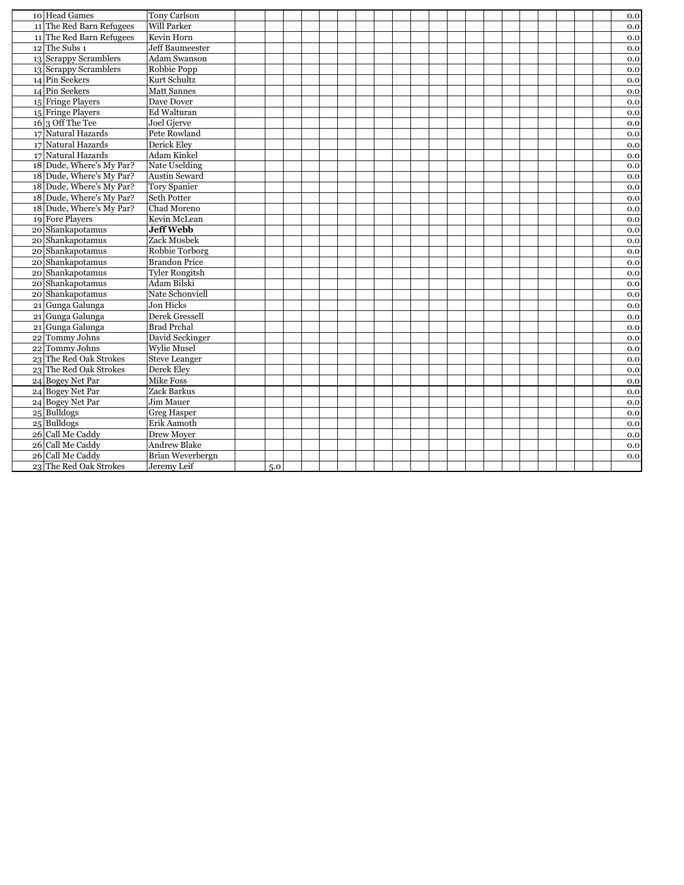| | | | | | | | | | | | | | | | | | | | | | | | |
|---|---|---|---|---|---|---|---|---|---|---|---|---|---|---|---|---|---|---|---|---|---|---|---|
| 10 | Head Games | Tony Carlson | | | | | | | | | | | | | | | | | | | | | 0.0 |
| 11 | The Red Barn Refugees | Will Parker | | | | | | | | | | | | | | | | | | | | | 0.0 |
| 11 | The Red Barn Refugees | Kevin Horn | | | | | | | | | | | | | | | | | | | | | 0.0 |
| 12 | The Subs 1 | Jeff Baumeester | | | | | | | | | | | | | | | | | | | | | 0.0 |
| 13 | Scrappy Scramblers | Adam Swanson | | | | | | | | | | | | | | | | | | | | | 0.0 |
| 13 | Scrappy Scramblers | Robbie Popp | | | | | | | | | | | | | | | | | | | | | 0.0 |
| 14 | Pin Seekers | Kurt Schultz | | | | | | | | | | | | | | | | | | | | | 0.0 |
| 14 | Pin Seekers | Matt Sannes | | | | | | | | | | | | | | | | | | | | | 0.0 |
| 15 | Fringe Players | Dave Dover | | | | | | | | | | | | | | | | | | | | | 0.0 |
| 15 | Fringe Players | Ed Walturan | | | | | | | | | | | | | | | | | | | | | 0.0 |
| 16 | 3 Off The Tee | Joel Gjerve | | | | | | | | | | | | | | | | | | | | | 0.0 |
| 17 | Natural Hazards | Pete Rowland | | | | | | | | | | | | | | | | | | | | | 0.0 |
| 17 | Natural Hazards | Derick Eley | | | | | | | | | | | | | | | | | | | | | 0.0 |
| 17 | Natural Hazards | Adam Kinkel | | | | | | | | | | | | | | | | | | | | | 0.0 |
| 18 | Dude, Where's My Par? | Nate Uselding | | | | | | | | | | | | | | | | | | | | | 0.0 |
| 18 | Dude, Where's My Par? | Austin Seward | | | | | | | | | | | | | | | | | | | | | 0.0 |
| 18 | Dude, Where's My Par? | Tory Spanier | | | | | | | | | | | | | | | | | | | | | 0.0 |
| 18 | Dude, Where's My Par? | Seth Potter | | | | | | | | | | | | | | | | | | | | | 0.0 |
| 18 | Dude, Where's My Par? | Chad Moreno | | | | | | | | | | | | | | | | | | | | | 0.0 |
| 19 | Fore Players | Kevin McLean | | | | | | | | | | | | | | | | | | | | | 0.0 |
| 20 | Shankapotamus | **Jeff Webb** | | | | | | | | | | | | | | | | | | | | | 0.0 |
| 20 | Shankapotamus | Zack Mosbek | | | | | | | | | | | | | | | | | | | | | 0.0 |
| 20 | Shankapotamus | Robbie Torborg | | | | | | | | | | | | | | | | | | | | | 0.0 |
| 20 | Shankapotamus | Brandon Price | | | | | | | | | | | | | | | | | | | | | 0.0 |
| 20 | Shankapotamus | Tyler Rongitsh | | | | | | | | | | | | | | | | | | | | | 0.0 |
| 20 | Shankapotamus | Adam Bilski | | | | | | | | | | | | | | | | | | | | | 0.0 |
| 20 | Shankapotamus | Nate Schonviell | | | | | | | | | | | | | | | | | | | | | 0.0 |
| 21 | Gunga Galunga | Jon Hicks | | | | | | | | | | | | | | | | | | | | | 0.0 |
| 21 | Gunga Galunga | Derek Gressell | | | | | | | | | | | | | | | | | | | | | 0.0 |
| 21 | Gunga Galunga | Brad Prchal | | | | | | | | | | | | | | | | | | | | | 0.0 |
| 22 | Tommy Johns | David Seckinger | | | | | | | | | | | | | | | | | | | | | 0.0 |
| 22 | Tommy Johns | Wylie Musel | | | | | | | | | | | | | | | | | | | | | 0.0 |
| 23 | The Red Oak Strokes | Steve Leanger | | | | | | | | | | | | | | | | | | | | | 0.0 |
| 23 | The Red Oak Strokes | Derek Eley | | | | | | | | | | | | | | | | | | | | | 0.0 |
| 24 | Bogey Net Par | Mike Foss | | | | | | | | | | | | | | | | | | | | | 0.0 |
| 24 | Bogey Net Par | Zack Barkus | | | | | | | | | | | | | | | | | | | | | 0.0 |
| 24 | Bogey Net Par | Jim Mauer | | | | | | | | | | | | | | | | | | | | | 0.0 |
| 25 | Bulldogs | Greg Hasper | | | | | | | | | | | | | | | | | | | | | 0.0 |
| 25 | Bulldogs | Erik Aamoth | | | | | | | | | | | | | | | | | | | | | 0.0 |
| 26 | Call Me Caddy | Drew Moyer | | | | | | | | | | | | | | | | | | | | | 0.0 |
| 26 | Call Me Caddy | Andrew Blake | | | | | | | | | | | | | | | | | | | | | 0.0 |
| 26 | Call Me Caddy | Brian Weverbergn | | | | | | | | | | | | | | | | | | | | | 0.0 |
| 23 | The Red Oak Strokes | Jeremy Leif | | 5.0 | | | | | | | | | | | | | | | | | | | |